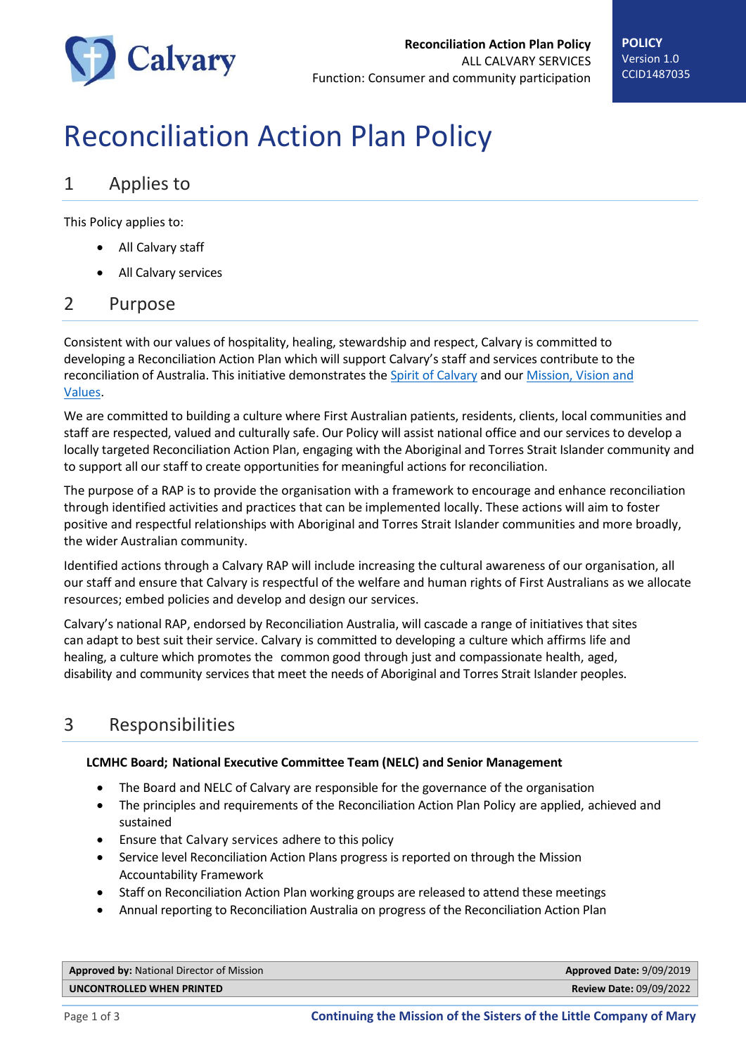# Reconciliation Action Plan Policy

## 1 Applies to

This Policy applies to:

- All Calvary staff
- All Calvary services

## 2 Purpose

Consistent with our values of hospitality, healing, stewardship and respect, Calvary is committed to developing a Reconciliation Action Plan which will support Calvary's staff and services contribute to the reconciliation of Australia. This initiative demonstrates the Spirit of Calvary and our Mission, Vision and Values.

We are committed to building a culture where First Australian patients, residents, clients, local communities and staff are respected, valued and culturally safe. Our Policy will assist national office and our services to develop a locally targeted Reconciliation Action Plan, engaging with the Aboriginal and Torres Strait Islander community and to support all our staff to create opportunities for meaningful actions for reconciliation.

The purpose of a RAP is to provide the organisation with a framework to encourage and enhance reconciliation through identified activities and practices that can be implemented locally. These actions will aim to foster positive and respectful relationships with Aboriginal and Torres Strait Islander communities and more broadly, the wider Australian community.

Identified actions through a Calvary RAP will include increasing the cultural awareness of our organisation, all our staff and ensure that Calvary is respectful of the welfare and human rights of First Australians as we allocate resources; embed policies and develop and design our services.

Calvary's national RAP, endorsed by Reconciliation Australia, will cascade a range of initiatives that sites can adapt to best suit their service. Calvary is committed to developing a culture which affirms life and healing, a culture which promotes the common good through just and compassionate health, aged, disability and community services that meet the needs of Aboriginal and Torres Strait Islander peoples.

## 3 Responsibilities

**LCMHC Board; National Executive Committee Team (NELC) and Senior Management**

- The Board and NELC of Calvary are responsible for the governance of the organisation
- The principles and requirements of the Reconciliation Action Plan Policy are applied, achieved and sustained
- Ensure that Calvary services adhere to this policy
- Service level Reconciliation Action Plans progress is reported on through the Mission Accountability Framework
- Staff on Reconciliation Action Plan working groups are released to attend these meetings
- Annual reporting to Reconciliation Australia on progress of the Reconciliation Action Plan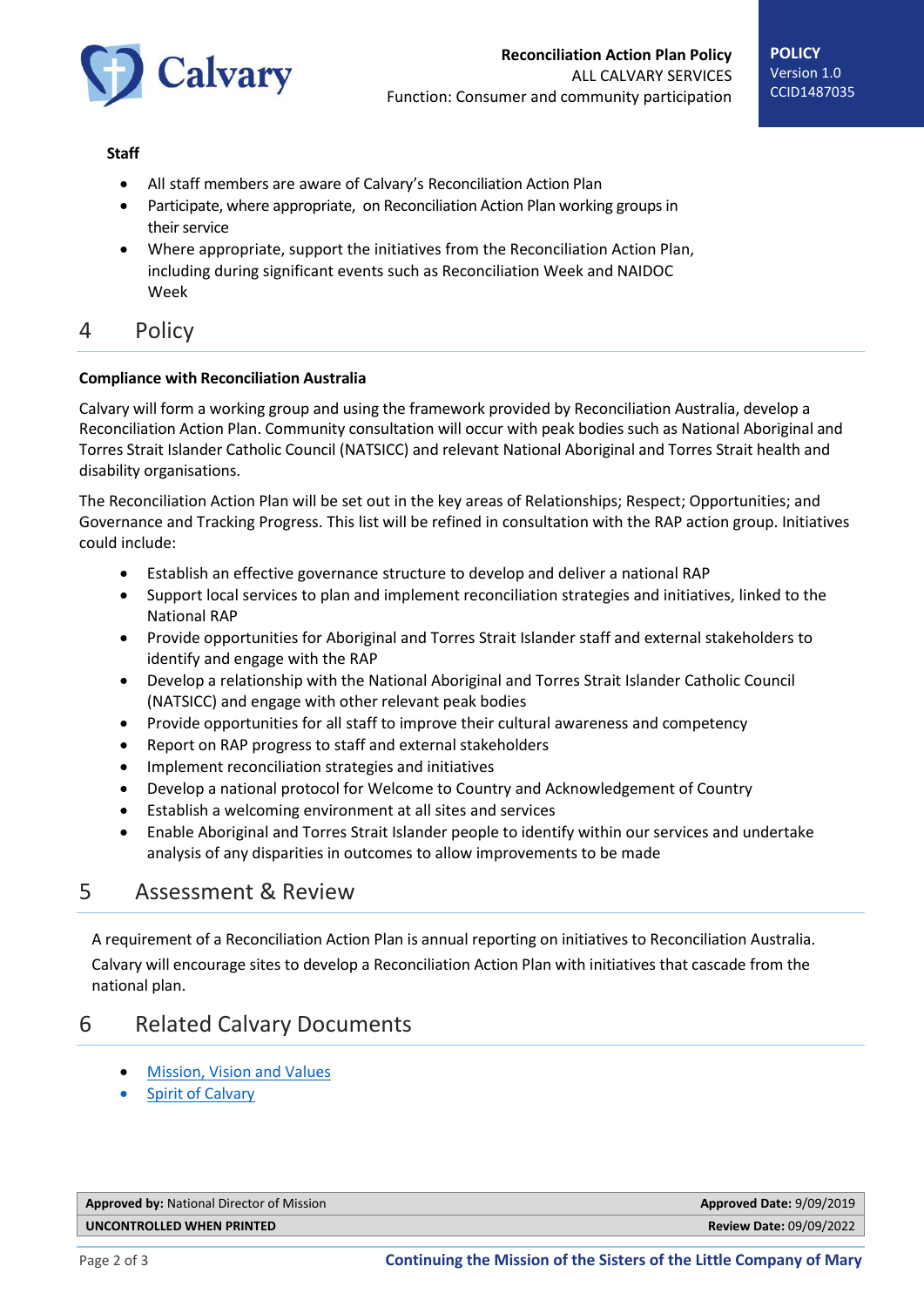**Staff**

- All staff members are aware of Calvary's Reconciliation Action Plan
- Participate, where appropriate, on Reconciliation Action Plan working groups in their service
- Where appropriate, support the initiatives from the Reconciliation Action Plan, including during significant events such as Reconciliation Week and NAIDOC Week

## 4 Policy

**Compliance with Reconciliation Australia**

Calvary will form a working group and using the framework provided by Reconciliation Australia, develop a Reconciliation Action Plan. Community consultation will occur with peak bodies such as National Aboriginal and Torres Strait Islander Catholic Council (NATSICC) and relevant National Aboriginal and Torres Strait health and disability organisations.

The Reconciliation Action Plan will be set out in the key areas of Relationships; Respect; Opportunities; and Governance and Tracking Progress. This list will be refined in consultation with the RAP action group. Initiatives could include:

- Establish an effective governance structure to develop and deliver a national RAP
- Support local services to plan and implement reconciliation strategies and initiatives, linked to the National RAP
- Provide opportunities for Aboriginal and Torres Strait Islander staff and external stakeholders to identify and engage with the RAP
- Develop a relationship with the National Aboriginal and Torres Strait Islander Catholic Council (NATSICC) and engage with other relevant peak bodies
- Provide opportunities for all staff to improve their cultural awareness and competency
- Report on RAP progress to staff and external stakeholders
- Implement reconciliation strategies and initiatives
- Develop a national protocol for Welcome to Country and Acknowledgement of Country
- Establish a welcoming environment at all sites and services
- Enable Aboriginal and Torres Strait Islander people to identify within our services and undertake analysis of any disparities in outcomes to allow improvements to be made

## 5 Assessment & Review

A requirement of a Reconciliation Action Plan is annual reporting on initiatives to Reconciliation Australia.

Calvary will encourage sites to develop a Reconciliation Action Plan with initiatives that cascade from the national plan.

## 6 Related Calvary Documents

- Mission, Vision and Values
- Spirit of Calvary

| **Approved by:** National Director of Mission | **Approved Date:** 9/09/2019 |
|---|---|
| **UNCONTROLLED WHEN PRINTED** | **Review Date:** 09/09/2022 |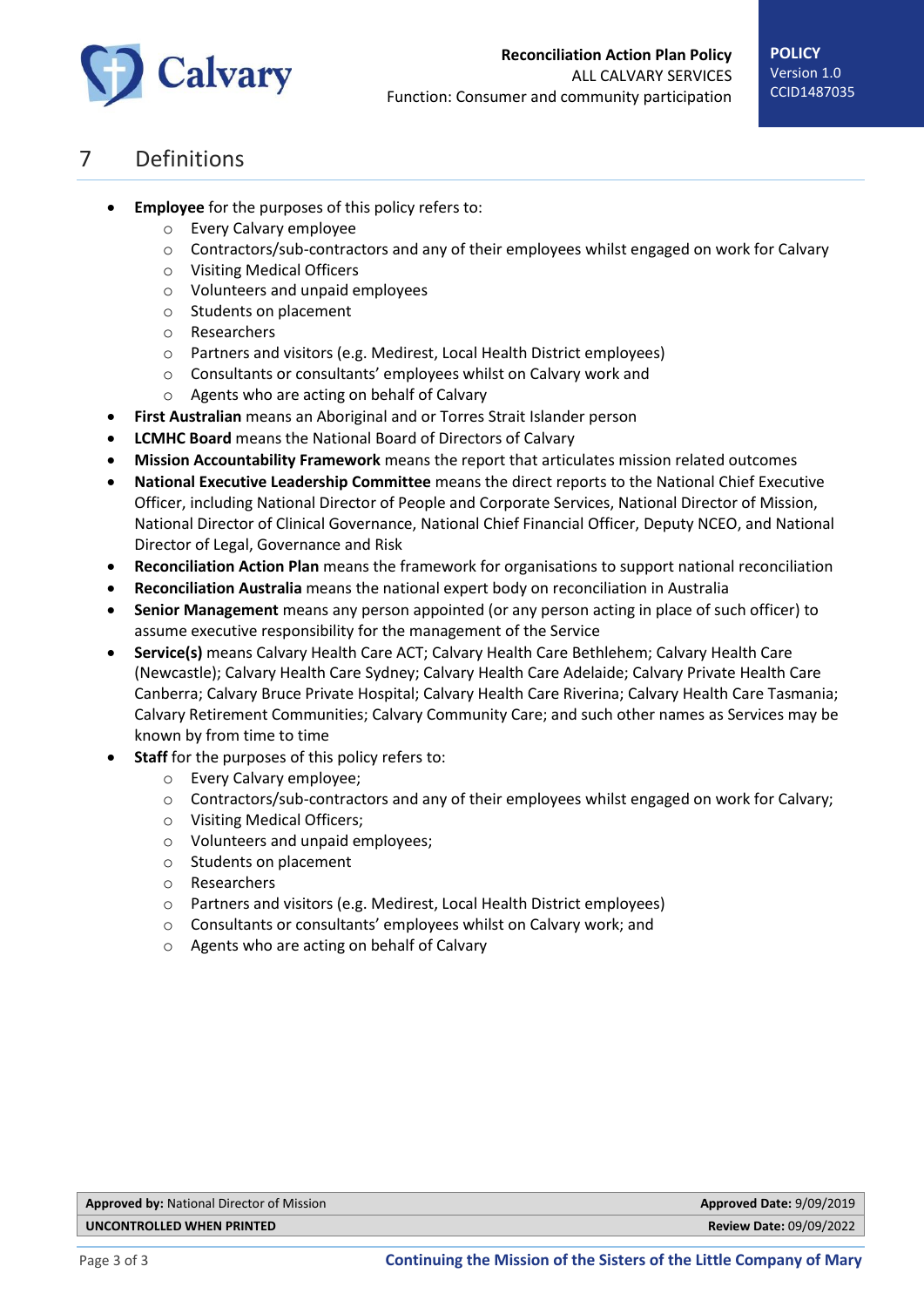## 7 Definitions

- **Employee** for the purposes of this policy refers to:
  - Every Calvary employee
  - Contractors/sub-contractors and any of their employees whilst engaged on work for Calvary
  - Visiting Medical Officers
  - Volunteers and unpaid employees
  - Students on placement
  - Researchers
  - Partners and visitors (e.g. Medirest, Local Health District employees)
  - Consultants or consultants' employees whilst on Calvary work and
  - Agents who are acting on behalf of Calvary
- **First Australian** means an Aboriginal and or Torres Strait Islander person
- **LCMHC Board** means the National Board of Directors of Calvary
- **Mission Accountability Framework** means the report that articulates mission related outcomes
- **National Executive Leadership Committee** means the direct reports to the National Chief Executive Officer, including National Director of People and Corporate Services, National Director of Mission, National Director of Clinical Governance, National Chief Financial Officer, Deputy NCEO, and National Director of Legal, Governance and Risk
- **Reconciliation Action Plan** means the framework for organisations to support national reconciliation
- **Reconciliation Australia** means the national expert body on reconciliation in Australia
- **Senior Management** means any person appointed (or any person acting in place of such officer) to assume executive responsibility for the management of the Service
- **Service(s)** means Calvary Health Care ACT; Calvary Health Care Bethlehem; Calvary Health Care (Newcastle); Calvary Health Care Sydney; Calvary Health Care Adelaide; Calvary Private Health Care Canberra; Calvary Bruce Private Hospital; Calvary Health Care Riverina; Calvary Health Care Tasmania; Calvary Retirement Communities; Calvary Community Care; and such other names as Services may be known by from time to time
- **Staff** for the purposes of this policy refers to:
  - Every Calvary employee;
  - Contractors/sub-contractors and any of their employees whilst engaged on work for Calvary;
  - Visiting Medical Officers;
  - Volunteers and unpaid employees;
  - Students on placement
  - Researchers
  - Partners and visitors (e.g. Medirest, Local Health District employees)
  - Consultants or consultants' employees whilst on Calvary work; and
  - Agents who are acting on behalf of Calvary

| | |
|---|---|
| **Approved by:** National Director of Mission | **Approved Date:** 9/09/2019 |
| **UNCONTROLLED WHEN PRINTED** | **Review Date:** 09/09/2022 |